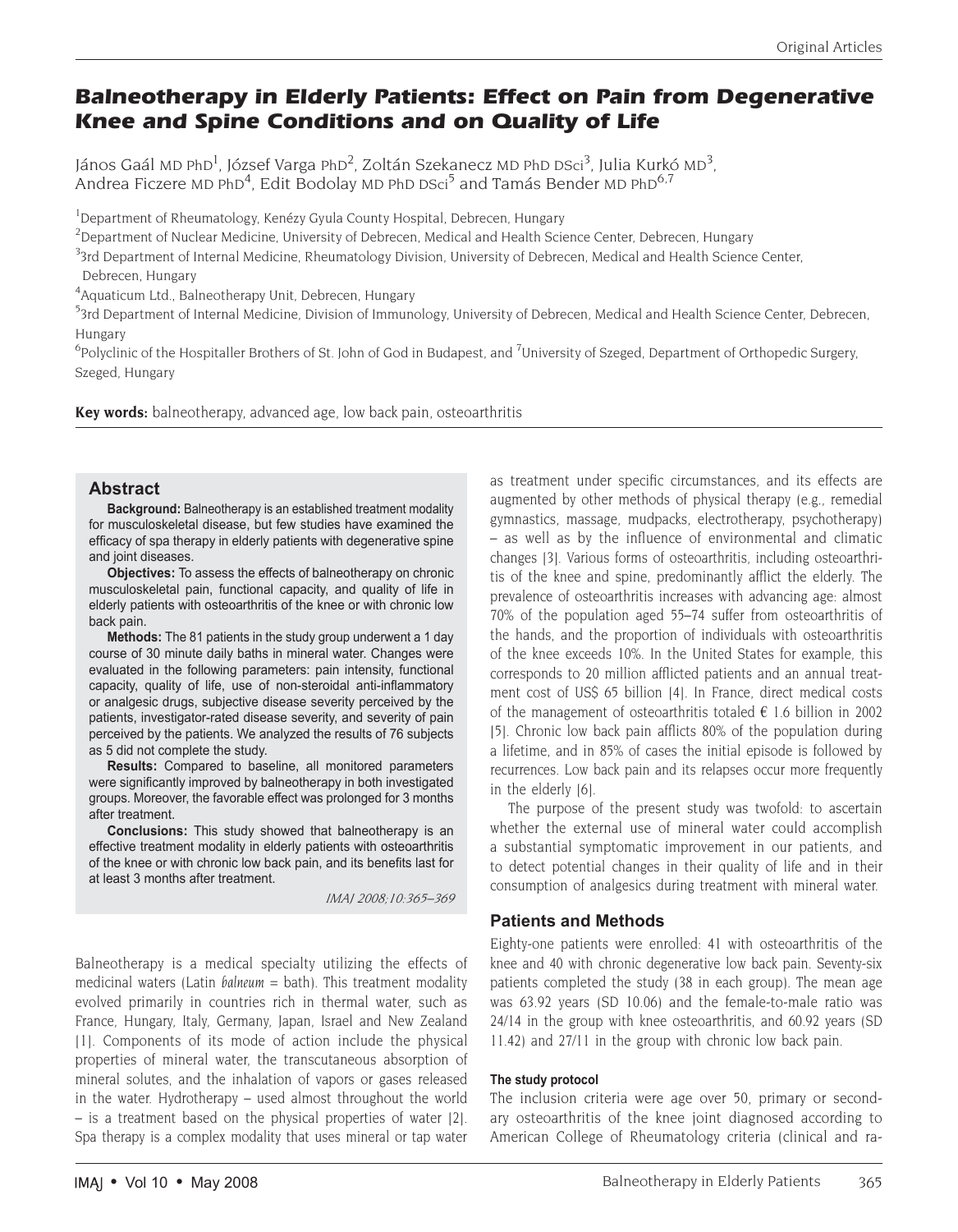# Balneotherapy in Elderly Patients: Effect on Pain from Degenerative Knee and Spine Conditions and on Quality of Life

János Gaál MD PhD[1], József Varga PhD[2], Zoltán Szekanecz MD PhD DSci[3], Julia Kurkó MD[3], Andrea Ficzere MD PhD[4], Edit Bodolay MD PhD DSci[5] and Tamás Bender MD PhD[6,7]

[1]Department of Rheumatology, Kenézy Gyula County Hospital, Debrecen, Hungary

[2]Department of Nuclear Medicine, University of Debrecen, Medical and Health Science Center, Debrecen, Hungary

[3]3rd Department of Internal Medicine, Rheumatology Division, University of Debrecen, Medical and Health Science Center, Debrecen, Hungary

[4]Aquaticum Ltd., Balneotherapy Unit, Debrecen, Hungary

[5]3rd Department of Internal Medicine, Division of Immunology, University of Debrecen, Medical and Health Science Center, Debrecen, Hungary

[6]Polyclinic of the Hospitaller Brothers of St. John of God in Budapest, and [7]University of Szeged, Department of Orthopedic Surgery, Szeged, Hungary

**Key words:** balneotherapy, advanced age, low back pain, osteoarthritis

## Abstract

**Background:** Balneotherapy is an established treatment modality for musculoskeletal disease, but few studies have examined the efficacy of spa therapy in elderly patients with degenerative spine and joint diseases.

**Objectives:** To assess the effects of balneotherapy on chronic musculoskeletal pain, functional capacity, and quality of life in elderly patients with osteoarthritis of the knee or with chronic low back pain.

**Methods:** The 81 patients in the study group underwent a 1 day course of 30 minute daily baths in mineral water. Changes were evaluated in the following parameters: pain intensity, functional capacity, quality of life, use of non-steroidal anti-inflammatory or analgesic drugs, subjective disease severity perceived by the patients, investigator-rated disease severity, and severity of pain perceived by the patients. We analyzed the results of 76 subjects as 5 did not complete the study.

**Results:** Compared to baseline, all monitored parameters were significantly improved by balneotherapy in both investigated groups. Moreover, the favorable effect was prolonged for 3 months after treatment.

**Conclusions:** This study showed that balneotherapy is an effective treatment modality in elderly patients with osteoarthritis of the knee or with chronic low back pain, and its benefits last for at least 3 months after treatment.

*IMAJ 2008;10:365–369*

Balneotherapy is a medical specialty utilizing the effects of medicinal waters (Latin *balneum* = bath). This treatment modality evolved primarily in countries rich in thermal water, such as France, Hungary, Italy, Germany, Japan, Israel and New Zealand [1]. Components of its mode of action include the physical properties of mineral water, the transcutaneous absorption of mineral solutes, and the inhalation of vapors or gases released in the water. Hydrotherapy – used almost throughout the world – is a treatment based on the physical properties of water [2]. Spa therapy is a complex modality that uses mineral or tap water as treatment under specific circumstances, and its effects are augmented by other methods of physical therapy (e.g., remedial gymnastics, massage, mudpacks, electrotherapy, psychotherapy) – as well as by the influence of environmental and climatic changes [3]. Various forms of osteoarthritis, including osteoarthritis of the knee and spine, predominantly afflict the elderly. The prevalence of osteoarthritis increases with advancing age: almost 70% of the population aged 55–74 suffer from osteoarthritis of the hands, and the proportion of individuals with osteoarthritis of the knee exceeds 10%. In the United States for example, this corresponds to 20 million afflicted patients and an annual treatment cost of US$ 65 billion [4]. In France, direct medical costs of the management of osteoarthritis totaled € 1.6 billion in 2002 [5]. Chronic low back pain afflicts 80% of the population during a lifetime, and in 85% of cases the initial episode is followed by recurrences. Low back pain and its relapses occur more frequently in the elderly [6].

The purpose of the present study was twofold: to ascertain whether the external use of mineral water could accomplish a substantial symptomatic improvement in our patients, and to detect potential changes in their quality of life and in their consumption of analgesics during treatment with mineral water.

## Patients and Methods

Eighty-one patients were enrolled: 41 with osteoarthritis of the knee and 40 with chronic degenerative low back pain. Seventy-six patients completed the study (38 in each group). The mean age was 63.92 years (SD 10.06) and the female-to-male ratio was 24/14 in the group with knee osteoarthritis, and 60.92 years (SD 11.42) and 27/11 in the group with chronic low back pain.

### The study protocol

The inclusion criteria were age over 50, primary or secondary osteoarthritis of the knee joint diagnosed according to American College of Rheumatology criteria (clinical and ra-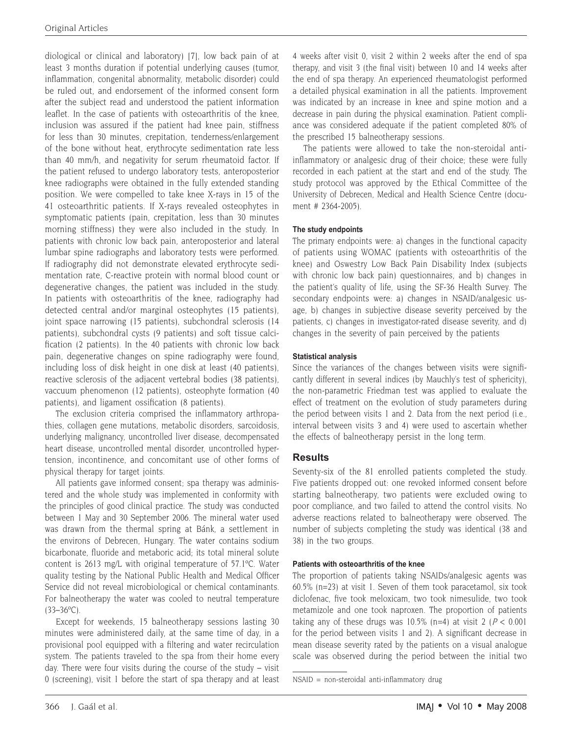diological or clinical and laboratory) [7], low back pain of at least 3 months duration if potential underlying causes (tumor, inflammation, congenital abnormality, metabolic disorder) could be ruled out, and endorsement of the informed consent form after the subject read and understood the patient information leaflet. In the case of patients with osteoarthritis of the knee, inclusion was assured if the patient had knee pain, stiffness for less than 30 minutes, crepitation, tenderness/enlargement of the bone without heat, erythrocyte sedimentation rate less than 40 mm/h, and negativity for serum rheumatoid factor. If the patient refused to undergo laboratory tests, anteroposterior knee radiographs were obtained in the fully extended standing position. We were compelled to take knee X-rays in 15 of the 41 osteoarthritic patients. If X-rays revealed osteophytes in symptomatic patients (pain, crepitation, less than 30 minutes morning stiffness) they were also included in the study. In patients with chronic low back pain, anteroposterior and lateral lumbar spine radiographs and laboratory tests were performed. If radiography did not demonstrate elevated erythrocyte sedimentation rate, C-reactive protein with normal blood count or degenerative changes, the patient was included in the study. In patients with osteoarthritis of the knee, radiography had detected central and/or marginal osteophytes (15 patients), joint space narrowing (15 patients), subchondral sclerosis (14 patients), subchondral cysts (9 patients) and soft tissue calcification (2 patients). In the 40 patients with chronic low back pain, degenerative changes on spine radiography were found, including loss of disk height in one disk at least (40 patients), reactive sclerosis of the adjacent vertebral bodies (38 patients), vaccuum phenomenon (12 patients), osteophyte formation (40 patients), and ligament ossification (8 patients).

The exclusion criteria comprised the inflammatory arthropathies, collagen gene mutations, metabolic disorders, sarcoidosis, underlying malignancy, uncontrolled liver disease, decompensated heart disease, uncontrolled mental disorder, uncontrolled hypertension, incontinence, and concomitant use of other forms of physical therapy for target joints.

All patients gave informed consent; spa therapy was administered and the whole study was implemented in conformity with the principles of good clinical practice. The study was conducted between 1 May and 30 September 2006. The mineral water used was drawn from the thermal spring at Bánk, a settlement in the environs of Debrecen, Hungary. The water contains sodium bicarbonate, fluoride and metaboric acid; its total mineral solute content is 2613 mg/L with original temperature of 57.1°C. Water quality testing by the National Public Health and Medical Officer Service did not reveal microbiological or chemical contaminants. For balneotherapy the water was cooled to neutral temperature (33–36°C).

Except for weekends, 15 balneotherapy sessions lasting 30 minutes were administered daily, at the same time of day, in a provisional pool equipped with a filtering and water recirculation system. The patients traveled to the spa from their home every day. There were four visits during the course of the study – visit 0 (screening), visit 1 before the start of spa therapy and at least 4 weeks after visit 0, visit 2 within 2 weeks after the end of spa therapy, and visit 3 (the final visit) between 10 and 14 weeks after the end of spa therapy. An experienced rheumatologist performed a detailed physical examination in all the patients. Improvement was indicated by an increase in knee and spine motion and a decrease in pain during the physical examination. Patient compliance was considered adequate if the patient completed 80% of the prescribed 15 balneotherapy sessions.

The patients were allowed to take the non-steroidal anti-inflammatory or analgesic drug of their choice; these were fully recorded in each patient at the start and end of the study. The study protocol was approved by the Ethical Committee of the University of Debrecen, Medical and Health Science Centre (document # 2364-2005).

#### The study endpoints

The primary endpoints were: a) changes in the functional capacity of patients using WOMAC (patients with osteoarthritis of the knee) and Oswestry Low Back Pain Disability Index (subjects with chronic low back pain) questionnaires, and b) changes in the patient's quality of life, using the SF-36 Health Survey. The secondary endpoints were: a) changes in NSAID/analgesic usage, b) changes in subjective disease severity perceived by the patients, c) changes in investigator-rated disease severity, and d) changes in the severity of pain perceived by the patients

#### Statistical analysis

Since the variances of the changes between visits were significantly different in several indices (by Mauchly's test of sphericity), the non-parametric Friedman test was applied to evaluate the effect of treatment on the evolution of study parameters during the period between visits 1 and 2. Data from the next period (i.e., interval between visits 3 and 4) were used to ascertain whether the effects of balneotherapy persist in the long term.

## Results

Seventy-six of the 81 enrolled patients completed the study. Five patients dropped out: one revoked informed consent before starting balneotherapy, two patients were excluded owing to poor compliance, and two failed to attend the control visits. No adverse reactions related to balneotherapy were observed. The number of subjects completing the study was identical (38 and 38) in the two groups.

#### Patients with osteoarthritis of the knee

The proportion of patients taking NSAIDs/analgesic agents was 60.5% (n=23) at visit 1. Seven of them took paracetamol, six took diclofenac, five took meloxicam, two took nimesulide, two took metamizole and one took naproxen. The proportion of patients taking any of these drugs was 10.5% (n=4) at visit 2 ($P < 0.001$ for the period between visits 1 and 2). A significant decrease in mean disease severity rated by the patients on a visual analogue scale was observed during the period between the initial two

NSAID = non-steroidal anti-inflammatory drug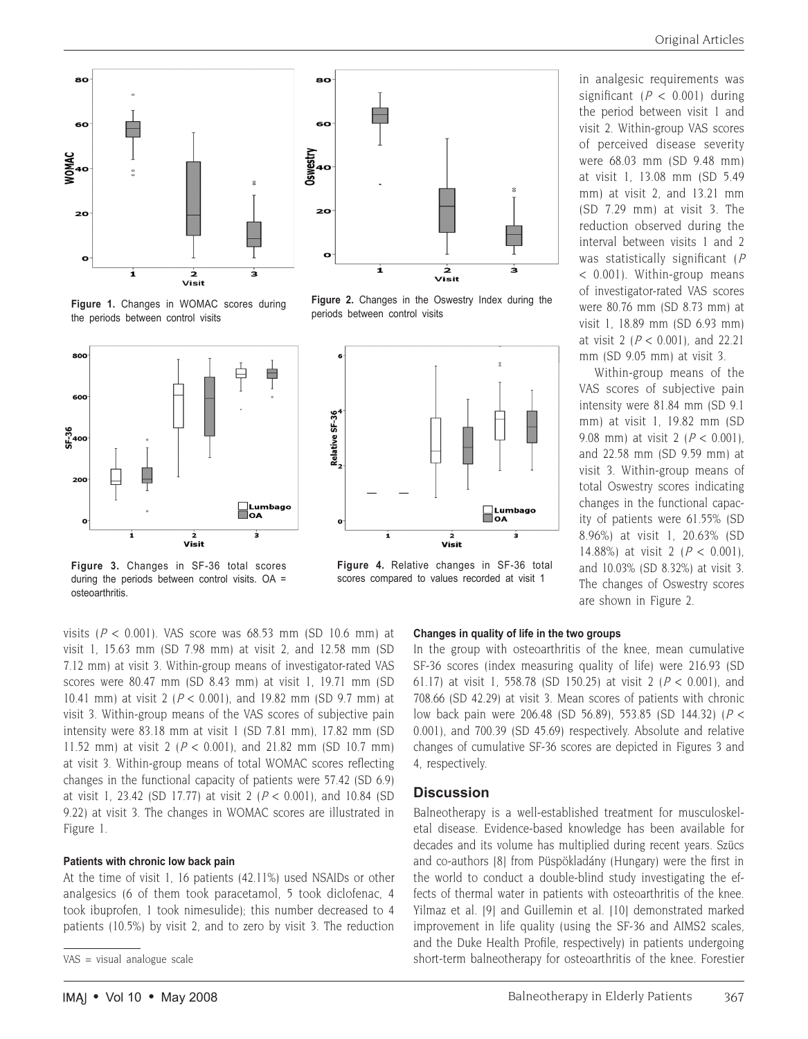Figure 1. Changes in WOMAC scores during the periods between control visits

Figure 2. Changes in the Oswestry Index during the periods between control visits

Figure 3. Changes in SF-36 total scores during the periods between control visits. OA = osteoarthritis.

Figure 4. Relative changes in SF-36 total scores compared to values recorded at visit 1

visits ($P < 0.001$). VAS score was 68.53 mm (SD 10.6 mm) at visit 1, 15.63 mm (SD 7.98 mm) at visit 2, and 12.58 mm (SD 7.12 mm) at visit 3. Within-group means of investigator-rated VAS scores were 80.47 mm (SD 8.43 mm) at visit 1, 19.71 mm (SD 10.41 mm) at visit 2 ($P < 0.001$), and 19.82 mm (SD 9.7 mm) at visit 3. Within-group means of the VAS scores of subjective pain intensity were 83.18 mm at visit 1 (SD 7.81 mm), 17.82 mm (SD 11.52 mm) at visit 2 ($P < 0.001$), and 21.82 mm (SD 10.7 mm) at visit 3. Within-group means of total WOMAC scores reflecting changes in the functional capacity of patients were 57.42 (SD 6.9) at visit 1, 23.42 (SD 17.77) at visit 2 ($P < 0.001$), and 10.84 (SD 9.22) at visit 3. The changes in WOMAC scores are illustrated in Figure 1.

#### Patients with chronic low back pain

At the time of visit 1, 16 patients (42.11%) used NSAIDs or other analgesics (6 of them took paracetamol, 5 took diclofenac, 4 took ibuprofen, 1 took nimesulide); this number decreased to 4 patients (10.5%) by visit 2, and to zero by visit 3. The reduction in analgesic requirements was significant ($P < 0.001$) during the period between visit 1 and visit 2. Within-group VAS scores of perceived disease severity were 68.03 mm (SD 9.48 mm) at visit 1, 13.08 mm (SD 5.49 mm) at visit 2, and 13.21 mm (SD 7.29 mm) at visit 3. The reduction observed during the interval between visits 1 and 2 was statistically significant ($P < 0.001$). Within-group means of investigator-rated VAS scores were 80.76 mm (SD 8.73 mm) at visit 1, 18.89 mm (SD 6.93 mm) at visit 2 ($P < 0.001$), and 22.21 mm (SD 9.05 mm) at visit 3.

Within-group means of the VAS scores of subjective pain intensity were 81.84 mm (SD 9.1 mm) at visit 1, 19.82 mm (SD 9.08 mm) at visit 2 ($P < 0.001$), and 22.58 mm (SD 9.59 mm) at visit 3. Within-group means of total Oswestry scores indicating changes in the functional capacity of patients were 61.55% (SD 8.96%) at visit 1, 20.63% (SD 14.88%) at visit 2 ($P < 0.001$), and 10.03% (SD 8.32%) at visit 3. The changes of Oswestry scores are shown in Figure 2.

#### Changes in quality of life in the two groups

In the group with osteoarthritis of the knee, mean cumulative SF-36 scores (index measuring quality of life) were 216.93 (SD 61.17) at visit 1, 558.78 (SD 150.25) at visit 2 ($P < 0.001$), and 708.66 (SD 42.29) at visit 3. Mean scores of patients with chronic low back pain were 206.48 (SD 56.89), 553.85 (SD 144.32) ($P < 0.001$), and 700.39 (SD 45.69) respectively. Absolute and relative changes of cumulative SF-36 scores are depicted in Figures 3 and 4, respectively.

## Discussion

Balneotherapy is a well-established treatment for musculoskeletal disease. Evidence-based knowledge has been available for decades and its volume has multiplied during recent years. Szücs and co-authors [8] from Püspökladány (Hungary) were the first in the world to conduct a double-blind study investigating the effects of thermal water in patients with osteoarthritis of the knee. Yilmaz et al. [9] and Guillemin et al. [10] demonstrated marked improvement in life quality (using the SF-36 and AIMS2 scales, and the Duke Health Profile, respectively) in patients undergoing short-term balneotherapy for osteoarthritis of the knee. Forestier

VAS = visual analogue scale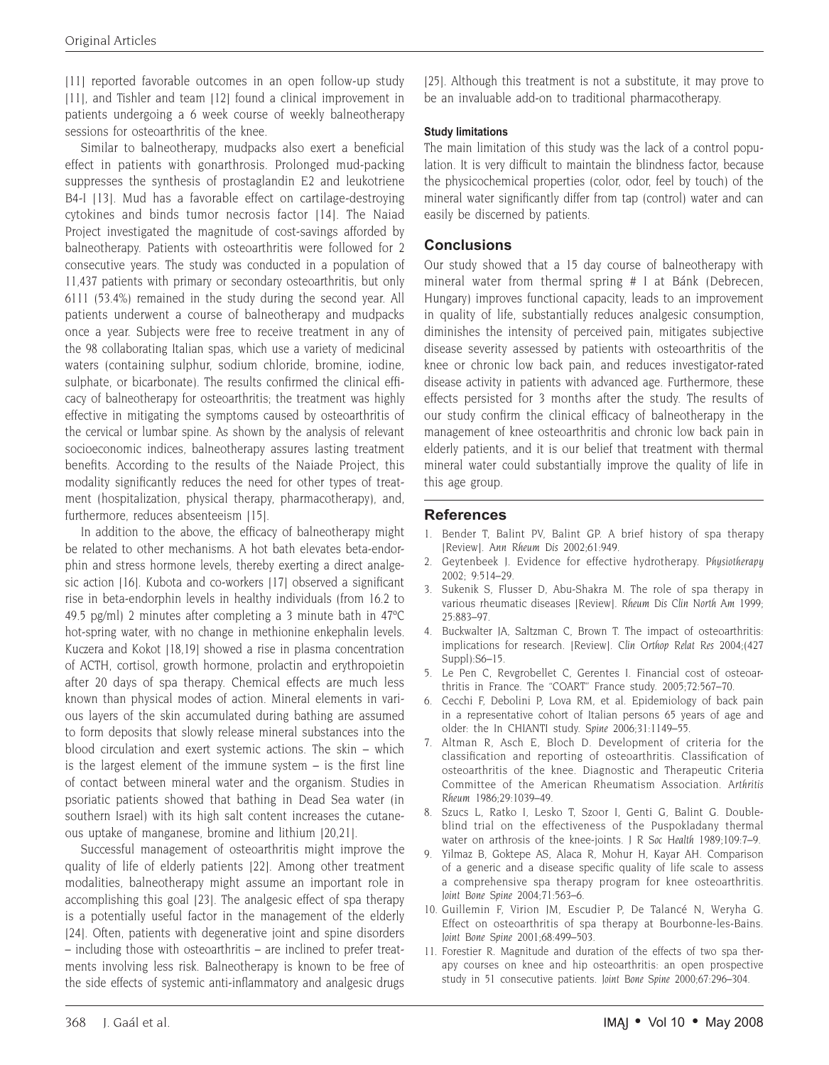[11] reported favorable outcomes in an open follow-up study [11], and Tishler and team [12] found a clinical improvement in patients undergoing a 6 week course of weekly balneotherapy sessions for osteoarthritis of the knee.

Similar to balneotherapy, mudpacks also exert a beneficial effect in patients with gonarthrosis. Prolonged mud-packing suppresses the synthesis of prostaglandin E2 and leukotriene B4-I [13]. Mud has a favorable effect on cartilage-destroying cytokines and binds tumor necrosis factor [14]. The Naiad Project investigated the magnitude of cost-savings afforded by balneotherapy. Patients with osteoarthritis were followed for 2 consecutive years. The study was conducted in a population of 11,437 patients with primary or secondary osteoarthritis, but only 6111 (53.4%) remained in the study during the second year. All patients underwent a course of balneotherapy and mudpacks once a year. Subjects were free to receive treatment in any of the 98 collaborating Italian spas, which use a variety of medicinal waters (containing sulphur, sodium chloride, bromine, iodine, sulphate, or bicarbonate). The results confirmed the clinical efficacy of balneotherapy for osteoarthritis; the treatment was highly effective in mitigating the symptoms caused by osteoarthritis of the cervical or lumbar spine. As shown by the analysis of relevant socioeconomic indices, balneotherapy assures lasting treatment benefits. According to the results of the Naiade Project, this modality significantly reduces the need for other types of treatment (hospitalization, physical therapy, pharmacotherapy), and, furthermore, reduces absenteeism [15].

In addition to the above, the efficacy of balneotherapy might be related to other mechanisms. A hot bath elevates beta-endorphin and stress hormone levels, thereby exerting a direct analgesic action [16]. Kubota and co-workers [17] observed a significant rise in beta-endorphin levels in healthy individuals (from 16.2 to 49.5 pg/ml) 2 minutes after completing a 3 minute bath in 47°C hot-spring water, with no change in methionine enkephalin levels. Kuczera and Kokot [18,19] showed a rise in plasma concentration of ACTH, cortisol, growth hormone, prolactin and erythropoietin after 20 days of spa therapy. Chemical effects are much less known than physical modes of action. Mineral elements in various layers of the skin accumulated during bathing are assumed to form deposits that slowly release mineral substances into the blood circulation and exert systemic actions. The skin – which is the largest element of the immune system – is the first line of contact between mineral water and the organism. Studies in psoriatic patients showed that bathing in Dead Sea water (in southern Israel) with its high salt content increases the cutaneous uptake of manganese, bromine and lithium [20,21].

Successful management of osteoarthritis might improve the quality of life of elderly patients [22]. Among other treatment modalities, balneotherapy might assume an important role in accomplishing this goal [23]. The analgesic effect of spa therapy is a potentially useful factor in the management of the elderly [24]. Often, patients with degenerative joint and spine disorders – including those with osteoarthritis – are inclined to prefer treatments involving less risk. Balneotherapy is known to be free of the side effects of systemic anti-inflammatory and analgesic drugs [25]. Although this treatment is not a substitute, it may prove to be an invaluable add-on to traditional pharmacotherapy.

#### Study limitations

The main limitation of this study was the lack of a control population. It is very difficult to maintain the blindness factor, because the physicochemical properties (color, odor, feel by touch) of the mineral water significantly differ from tap (control) water and can easily be discerned by patients.

## Conclusions

Our study showed that a 15 day course of balneotherapy with mineral water from thermal spring # I at Bánk (Debrecen, Hungary) improves functional capacity, leads to an improvement in quality of life, substantially reduces analgesic consumption, diminishes the intensity of perceived pain, mitigates subjective disease severity assessed by patients with osteoarthritis of the knee or chronic low back pain, and reduces investigator-rated disease activity in patients with advanced age. Furthermore, these effects persisted for 3 months after the study. The results of our study confirm the clinical efficacy of balneotherapy in the management of knee osteoarthritis and chronic low back pain in elderly patients, and it is our belief that treatment with thermal mineral water could substantially improve the quality of life in this age group.

## References

1. Bender T, Balint PV, Balint GP. A brief history of spa therapy [Review]. *Ann Rheum Dis* 2002;61:949.
2. Geytenbeek J. Evidence for effective hydrotherapy. *Physiotherapy* 2002; 9:514–29.
3. Sukenik S, Flusser D, Abu-Shakra M. The role of spa therapy in various rheumatic diseases [Review]. *Rheum Dis Clin North Am* 1999; 25:883–97.
4. Buckwalter JA, Saltzman C, Brown T. The impact of osteoarthritis: implications for research. [Review]. *Clin Orthop Relat Res* 2004;(427 Suppl):S6–15.
5. Le Pen C, Revgrobellet C, Gerentes I. Financial cost of osteoarthritis in France. The "COART" France study. 2005;72:567–70.
6. Cecchi F, Debolini P, Lova RM, et al. Epidemiology of back pain in a representative cohort of Italian persons 65 years of age and older: the In CHIANTI study. *Spine* 2006;31:1149–55.
7. Altman R, Asch E, Bloch D. Development of criteria for the classification and reporting of osteoarthritis. Classification of osteoarthritis of the knee. Diagnostic and Therapeutic Criteria Committee of the American Rheumatism Association. *Arthritis Rheum* 1986;29:1039–49.
8. Szucs L, Ratko I, Lesko T, Szoor I, Genti G, Balint G. Double-blind trial on the effectiveness of the Puspokladany thermal water on arthrosis of the knee-joints. *J R Soc Health* 1989;109:7–9.
9. Yilmaz B, Goktepe AS, Alaca R, Mohur H, Kayar AH. Comparison of a generic and a disease specific quality of life scale to assess a comprehensive spa therapy program for knee osteoarthritis. *Joint Bone Spine* 2004;71:563–6.
10. Guillemin F, Virion JM, Escudier P, De Talancé N, Weryha G. Effect on osteoarthritis of spa therapy at Bourbonne-les-Bains. *Joint Bone Spine* 2001;68:499–503.
11. Forestier R. Magnitude and duration of the effects of two spa therapy courses on knee and hip osteoarthritis: an open prospective study in 51 consecutive patients. *Joint Bone Spine* 2000;67:296–304.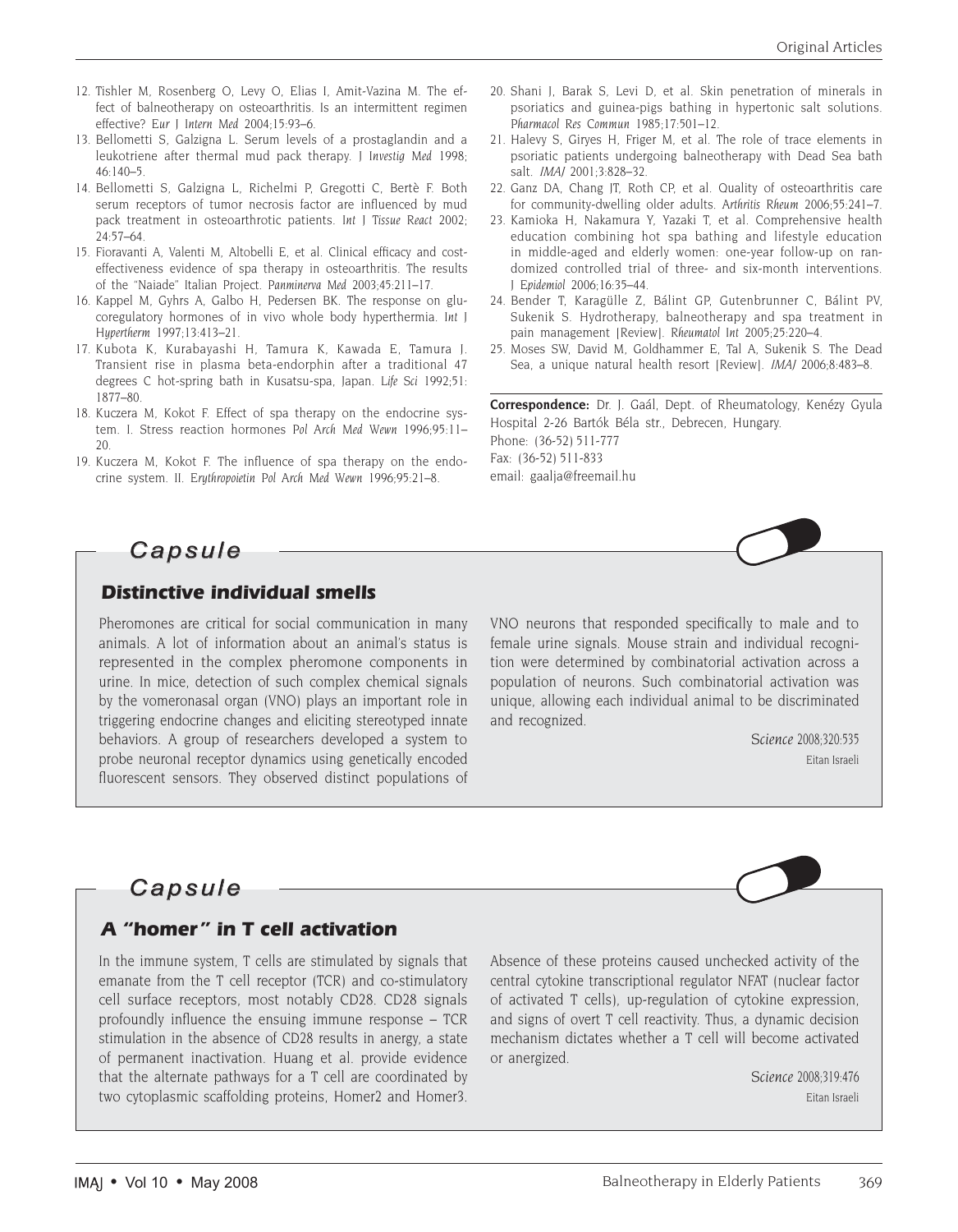12. Tishler M, Rosenberg O, Levy O, Elias I, Amit-Vazina M. The effect of balneotherapy on osteoarthritis. Is an intermittent regimen effective? *Eur J Intern Med* 2004;15:93–6.
13. Bellometti S, Galzigna L. Serum levels of a prostaglandin and a leukotriene after thermal mud pack therapy. *J Investig Med* 1998; 46:140–5.
14. Bellometti S, Galzigna L, Richelmi P, Gregotti C, Bertè F. Both serum receptors of tumor necrosis factor are influenced by mud pack treatment in osteoarthrotic patients. *Int J Tissue React* 2002; 24:57–64.
15. Fioravanti A, Valenti M, Altobelli E, et al. Clinical efficacy and cost-effectiveness evidence of spa therapy in osteoarthritis. The results of the "Naiade" Italian Project. *Panminerva Med* 2003;45:211–17.
16. Kappel M, Gyhrs A, Galbo H, Pedersen BK. The response on glucoregulatory hormones of in vivo whole body hyperthermia. *Int J Hypertherm* 1997;13:413–21.
17. Kubota K, Kurabayashi H, Tamura K, Kawada E, Tamura J. Transient rise in plasma beta-endorphin after a traditional 47 degrees C hot-spring bath in Kusatsu-spa, Japan. *Life Sci* 1992;51: 1877–80.
18. Kuczera M, Kokot F. Effect of spa therapy on the endocrine system. I. Stress reaction hormones *Pol Arch Med Wewn* 1996;95:11–20.
19. Kuczera M, Kokot F. The influence of spa therapy on the endocrine system. II. *Erythropoietin Pol Arch Med Wewn* 1996;95:21–8.
20. Shani J, Barak S, Levi D, et al. Skin penetration of minerals in psoriatics and guinea-pigs bathing in hypertonic salt solutions. *Pharmacol Res Commun* 1985;17:501–12.
21. Halevy S, Giryes H, Friger M, et al. The role of trace elements in psoriatic patients undergoing balneotherapy with Dead Sea bath salt. *IMAJ* 2001;3:828–32.
22. Ganz DA, Chang JT, Roth CP, et al. Quality of osteoarthritis care for community-dwelling older adults. *Arthritis Rheum* 2006;55:241–7.
23. Kamioka H, Nakamura Y, Yazaki T, et al. Comprehensive health education combining hot spa bathing and lifestyle education in middle-aged and elderly women: one-year follow-up on randomized controlled trial of three- and six-month interventions. *J Epidemiol* 2006;16:35–44.
24. Bender T, Karagülle Z, Bálint GP, Gutenbrunner C, Bálint PV, Sukenik S. Hydrotherapy, balneotherapy and spa treatment in pain management [Review]. *Rheumatol Int* 2005;25:220–4.
25. Moses SW, David M, Goldhammer E, Tal A, Sukenik S. The Dead Sea, a unique natural health resort [Review]. *IMAJ* 2006;8:483–8.

**Correspondence:** Dr. J. Gaál, Dept. of Rheumatology, Kenézy Gyula Hospital 2-26 Bartók Béla str., Debrecen, Hungary.
Phone: (36-52) 511-777
Fax: (36-52) 511-833
email: gaalja@freemail.hu

## Capsule

### Distinctive individual smells

Pheromones are critical for social communication in many animals. A lot of information about an animal's status is represented in the complex pheromone components in urine. In mice, detection of such complex chemical signals by the vomeronasal organ (VNO) plays an important role in triggering endocrine changes and eliciting stereotyped innate behaviors. A group of researchers developed a system to probe neuronal receptor dynamics using genetically encoded fluorescent sensors. They observed distinct populations of VNO neurons that responded specifically to male and to female urine signals. Mouse strain and individual recognition were determined by combinatorial activation across a population of neurons. Such combinatorial activation was unique, allowing each individual animal to be discriminated and recognized.

*Science* 2008;320:535
Eitan Israeli

## Capsule

### A "homer" in T cell activation

In the immune system, T cells are stimulated by signals that emanate from the T cell receptor (TCR) and co-stimulatory cell surface receptors, most notably CD28. CD28 signals profoundly influence the ensuing immune response – TCR stimulation in the absence of CD28 results in anergy, a state of permanent inactivation. Huang et al. provide evidence that the alternate pathways for a T cell are coordinated by two cytoplasmic scaffolding proteins, Homer2 and Homer3. Absence of these proteins caused unchecked activity of the central cytokine transcriptional regulator NFAT (nuclear factor of activated T cells), up-regulation of cytokine expression, and signs of overt T cell reactivity. Thus, a dynamic decision mechanism dictates whether a T cell will become activated or anergized.

*Science* 2008;319:476
Eitan Israeli